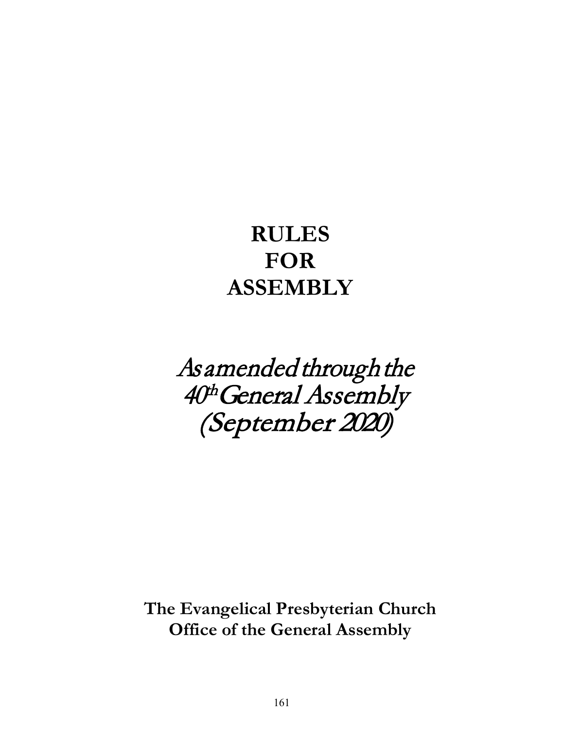# RULES FOR ASSEMBLY

*As amended through the 40th General Assembly (September 2020)*

**The Evangelical Presbyterian Church**
**Office of the General Assembly**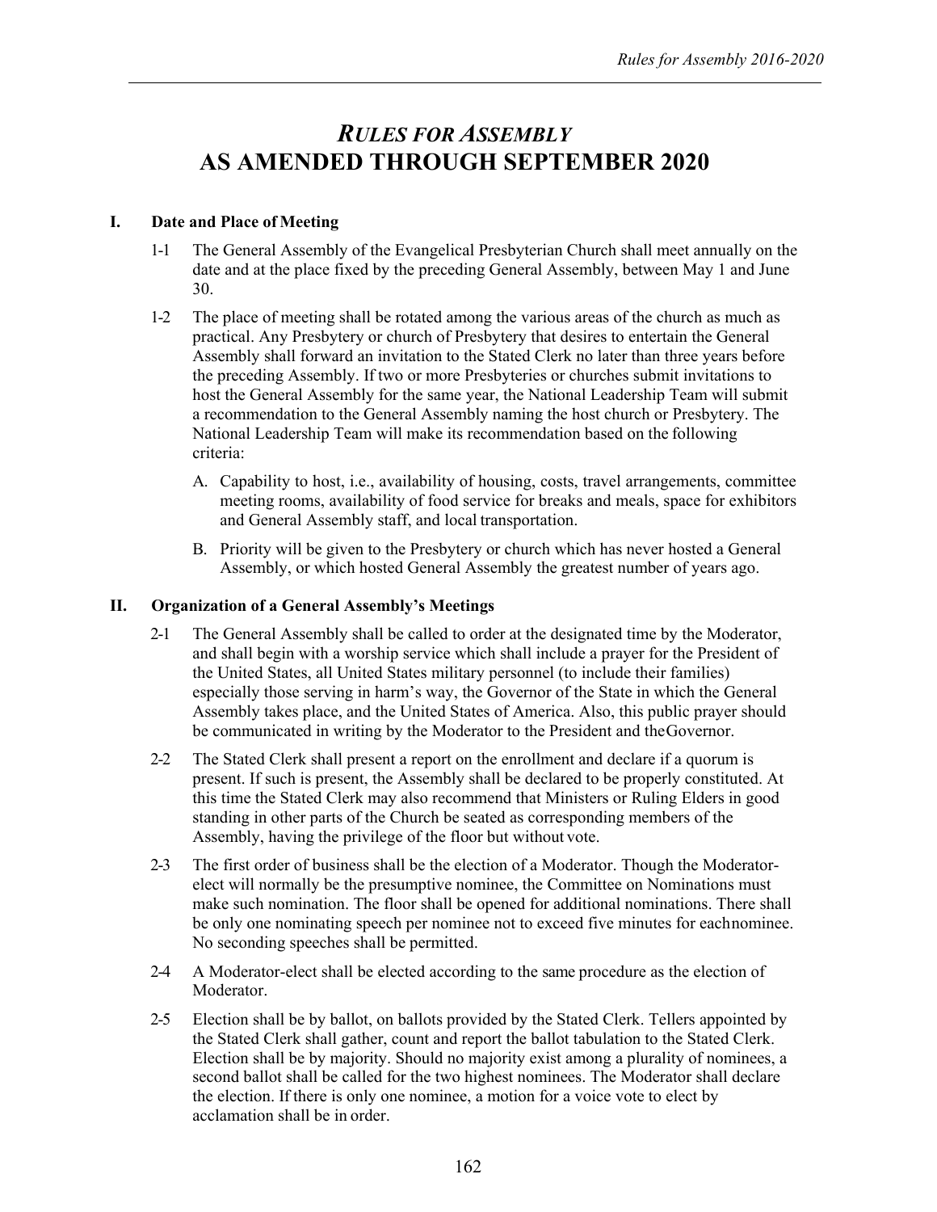# *RULES FOR ASSEMBLY* AS AMENDED THROUGH SEPTEMBER 2020

## I. Date and Place of Meeting

1-1 The General Assembly of the Evangelical Presbyterian Church shall meet annually on the date and at the place fixed by the preceding General Assembly, between May 1 and June 30.

1-2 The place of meeting shall be rotated among the various areas of the church as much as practical. Any Presbytery or church of Presbytery that desires to entertain the General Assembly shall forward an invitation to the Stated Clerk no later than three years before the preceding Assembly. If two or more Presbyteries or churches submit invitations to host the General Assembly for the same year, the National Leadership Team will submit a recommendation to the General Assembly naming the host church or Presbytery. The National Leadership Team will make its recommendation based on the following criteria:

A. Capability to host, i.e., availability of housing, costs, travel arrangements, committee meeting rooms, availability of food service for breaks and meals, space for exhibitors and General Assembly staff, and local transportation.

B. Priority will be given to the Presbytery or church which has never hosted a General Assembly, or which hosted General Assembly the greatest number of years ago.

## II. Organization of a General Assembly's Meetings

2-1 The General Assembly shall be called to order at the designated time by the Moderator, and shall begin with a worship service which shall include a prayer for the President of the United States, all United States military personnel (to include their families) especially those serving in harm's way, the Governor of the State in which the General Assembly takes place, and the United States of America. Also, this public prayer should be communicated in writing by the Moderator to the President and the Governor.

2-2 The Stated Clerk shall present a report on the enrollment and declare if a quorum is present. If such is present, the Assembly shall be declared to be properly constituted. At this time the Stated Clerk may also recommend that Ministers or Ruling Elders in good standing in other parts of the Church be seated as corresponding members of the Assembly, having the privilege of the floor but without vote.

2-3 The first order of business shall be the election of a Moderator. Though the Moderator-elect will normally be the presumptive nominee, the Committee on Nominations must make such nomination. The floor shall be opened for additional nominations. There shall be only one nominating speech per nominee not to exceed five minutes for each nominee. No seconding speeches shall be permitted.

2-4 A Moderator-elect shall be elected according to the same procedure as the election of Moderator.

2-5 Election shall be by ballot, on ballots provided by the Stated Clerk. Tellers appointed by the Stated Clerk shall gather, count and report the ballot tabulation to the Stated Clerk. Election shall be by majority. Should no majority exist among a plurality of nominees, a second ballot shall be called for the two highest nominees. The Moderator shall declare the election. If there is only one nominee, a motion for a voice vote to elect by acclamation shall be in order.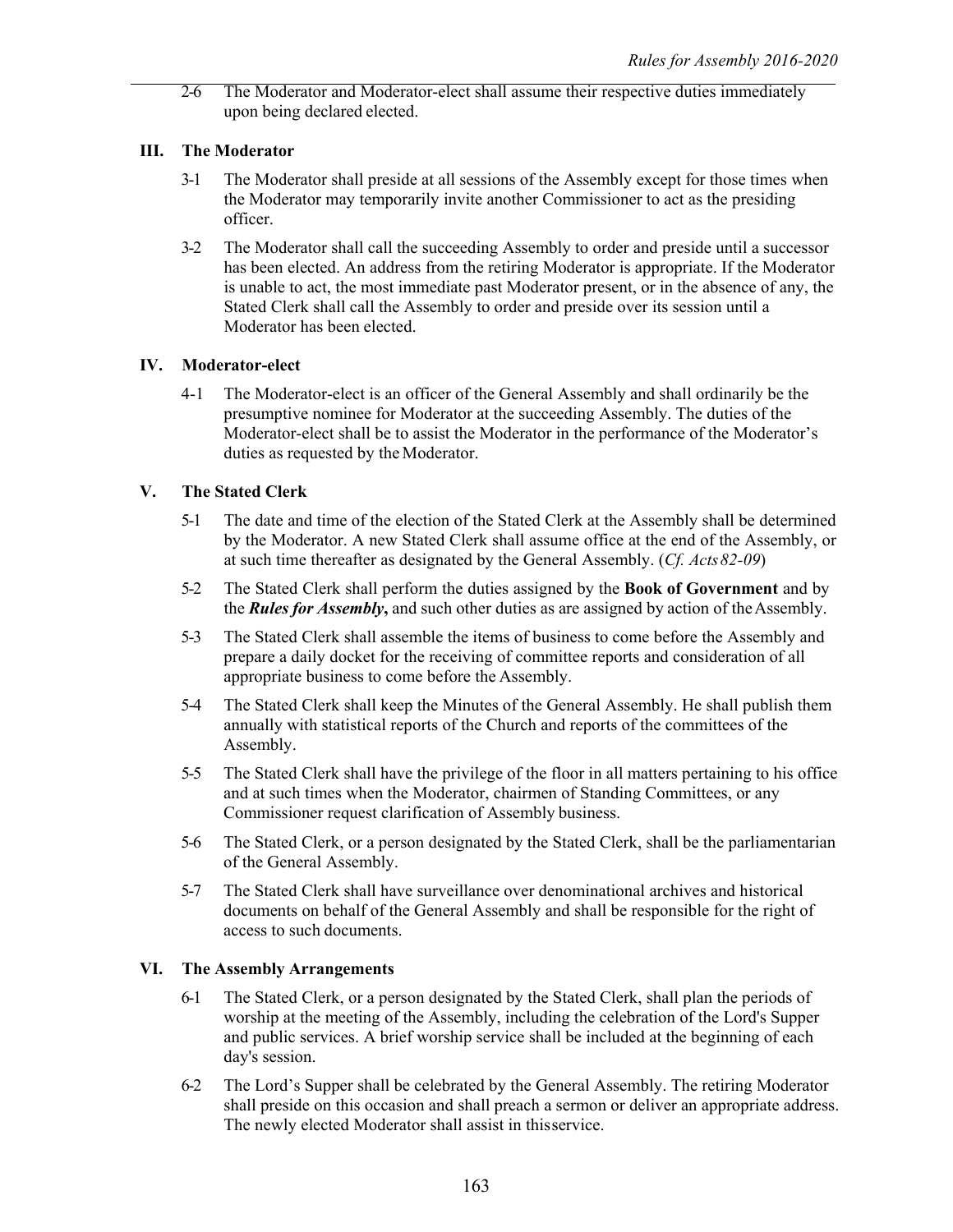2-6 The Moderator and Moderator-elect shall assume their respective duties immediately upon being declared elected.

## III. The Moderator

3-1 The Moderator shall preside at all sessions of the Assembly except for those times when the Moderator may temporarily invite another Commissioner to act as the presiding officer.

3-2 The Moderator shall call the succeeding Assembly to order and preside until a successor has been elected. An address from the retiring Moderator is appropriate. If the Moderator is unable to act, the most immediate past Moderator present, or in the absence of any, the Stated Clerk shall call the Assembly to order and preside over its session until a Moderator has been elected.

## IV. Moderator-elect

4-1 The Moderator-elect is an officer of the General Assembly and shall ordinarily be the presumptive nominee for Moderator at the succeeding Assembly. The duties of the Moderator-elect shall be to assist the Moderator in the performance of the Moderator's duties as requested by the Moderator.

## V. The Stated Clerk

5-1 The date and time of the election of the Stated Clerk at the Assembly shall be determined by the Moderator. A new Stated Clerk shall assume office at the end of the Assembly, or at such time thereafter as designated by the General Assembly. (*Cf. Acts 82-09*)

5-2 The Stated Clerk shall perform the duties assigned by the **Book of Government** and by the ***Rules for Assembly*****,** and such other duties as are assigned by action of the Assembly.

5-3 The Stated Clerk shall assemble the items of business to come before the Assembly and prepare a daily docket for the receiving of committee reports and consideration of all appropriate business to come before the Assembly.

5-4 The Stated Clerk shall keep the Minutes of the General Assembly. He shall publish them annually with statistical reports of the Church and reports of the committees of the Assembly.

5-5 The Stated Clerk shall have the privilege of the floor in all matters pertaining to his office and at such times when the Moderator, chairmen of Standing Committees, or any Commissioner request clarification of Assembly business.

5-6 The Stated Clerk, or a person designated by the Stated Clerk, shall be the parliamentarian of the General Assembly.

5-7 The Stated Clerk shall have surveillance over denominational archives and historical documents on behalf of the General Assembly and shall be responsible for the right of access to such documents.

## VI. The Assembly Arrangements

6-1 The Stated Clerk, or a person designated by the Stated Clerk, shall plan the periods of worship at the meeting of the Assembly, including the celebration of the Lord's Supper and public services. A brief worship service shall be included at the beginning of each day's session.

6-2 The Lord's Supper shall be celebrated by the General Assembly. The retiring Moderator shall preside on this occasion and shall preach a sermon or deliver an appropriate address. The newly elected Moderator shall assist in this service.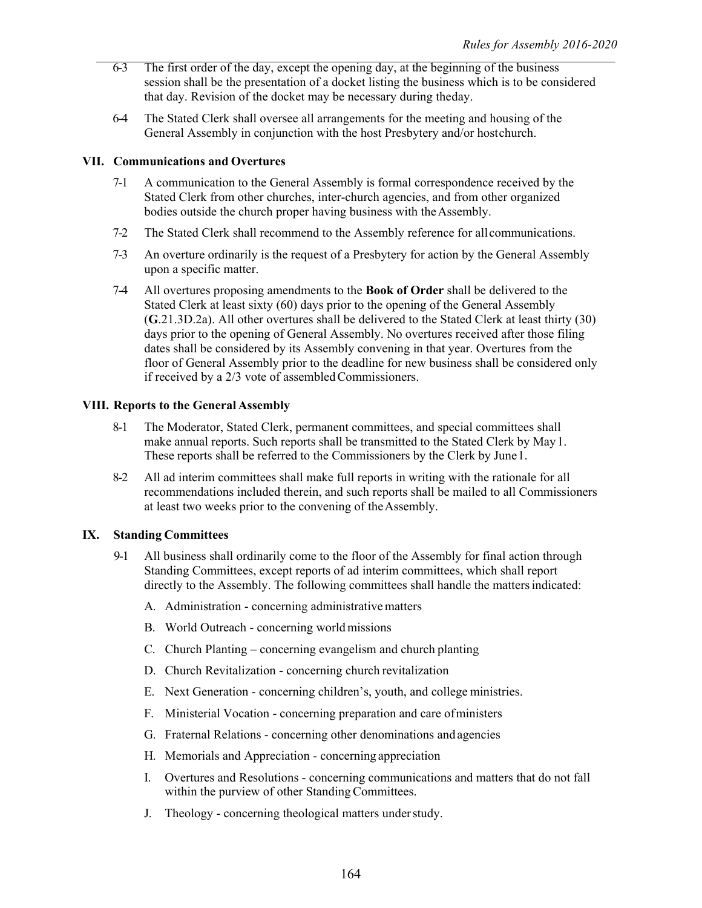6-3 The first order of the day, except the opening day, at the beginning of the business session shall be the presentation of a docket listing the business which is to be considered that day. Revision of the docket may be necessary during the day.

6-4 The Stated Clerk shall oversee all arrangements for the meeting and housing of the General Assembly in conjunction with the host Presbytery and/or host church.

## VII. Communications and Overtures

7-1 A communication to the General Assembly is formal correspondence received by the Stated Clerk from other churches, inter-church agencies, and from other organized bodies outside the church proper having business with the Assembly.

7-2 The Stated Clerk shall recommend to the Assembly reference for all communications.

7-3 An overture ordinarily is the request of a Presbytery for action by the General Assembly upon a specific matter.

7-4 All overtures proposing amendments to the **Book of Order** shall be delivered to the Stated Clerk at least sixty (60) days prior to the opening of the General Assembly (**G**.21.3D.2a). All other overtures shall be delivered to the Stated Clerk at least thirty (30) days prior to the opening of General Assembly. No overtures received after those filing dates shall be considered by its Assembly convening in that year. Overtures from the floor of General Assembly prior to the deadline for new business shall be considered only if received by a 2/3 vote of assembled Commissioners.

## VIII. Reports to the General Assembly

8-1 The Moderator, Stated Clerk, permanent committees, and special committees shall make annual reports. Such reports shall be transmitted to the Stated Clerk by May 1. These reports shall be referred to the Commissioners by the Clerk by June 1.

8-2 All ad interim committees shall make full reports in writing with the rationale for all recommendations included therein, and such reports shall be mailed to all Commissioners at least two weeks prior to the convening of the Assembly.

## IX. Standing Committees

9-1 All business shall ordinarily come to the floor of the Assembly for final action through Standing Committees, except reports of ad interim committees, which shall report directly to the Assembly. The following committees shall handle the matters indicated:

A. Administration - concerning administrative matters

B. World Outreach - concerning world missions

C. Church Planting – concerning evangelism and church planting

D. Church Revitalization - concerning church revitalization

E. Next Generation - concerning children's, youth, and college ministries.

F. Ministerial Vocation - concerning preparation and care of ministers

G. Fraternal Relations - concerning other denominations and agencies

H. Memorials and Appreciation - concerning appreciation

I. Overtures and Resolutions - concerning communications and matters that do not fall within the purview of other Standing Committees.

J. Theology - concerning theological matters under study.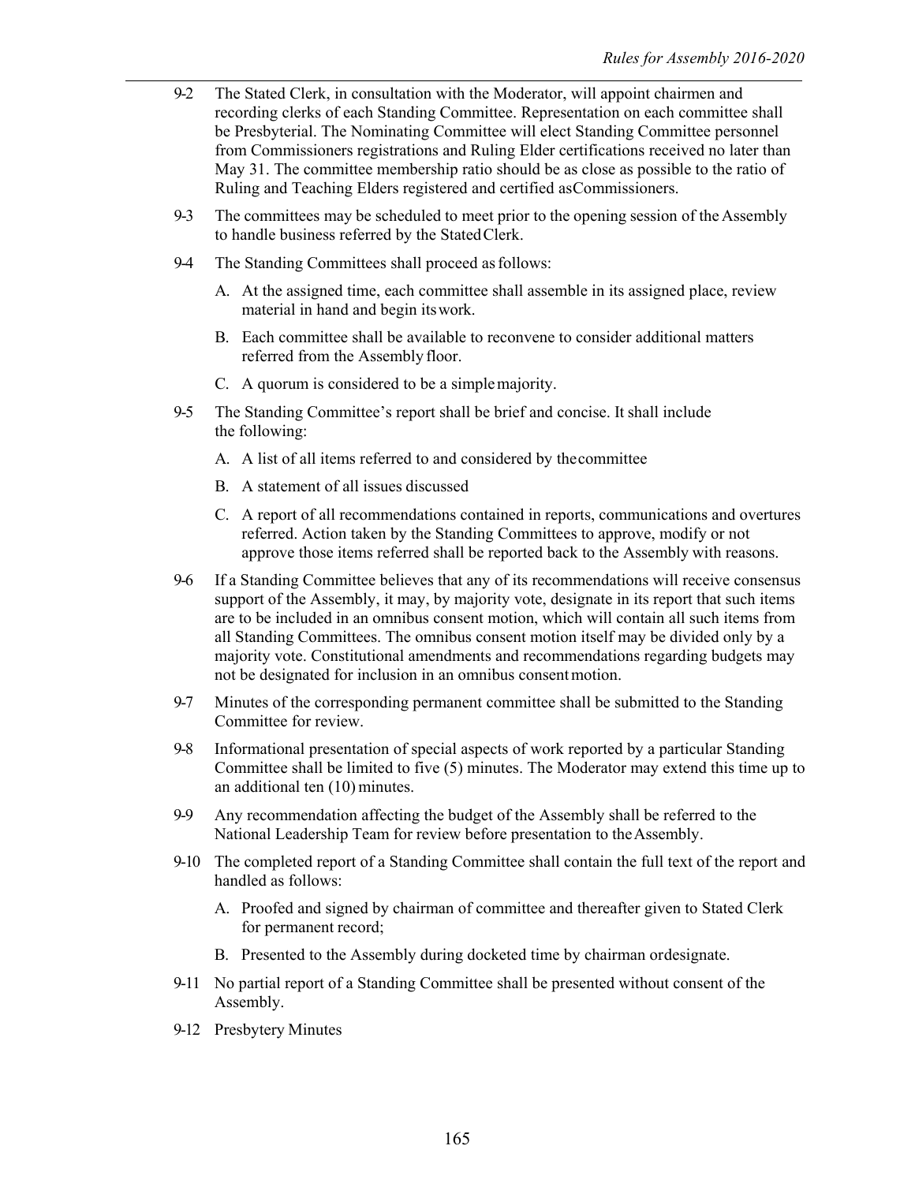9-2 The Stated Clerk, in consultation with the Moderator, will appoint chairmen and recording clerks of each Standing Committee. Representation on each committee shall be Presbyterial. The Nominating Committee will elect Standing Committee personnel from Commissioners registrations and Ruling Elder certifications received no later than May 31. The committee membership ratio should be as close as possible to the ratio of Ruling and Teaching Elders registered and certified as Commissioners.

9-3 The committees may be scheduled to meet prior to the opening session of the Assembly to handle business referred by the Stated Clerk.

9-4 The Standing Committees shall proceed as follows:

A. At the assigned time, each committee shall assemble in its assigned place, review material in hand and begin its work.

B. Each committee shall be available to reconvene to consider additional matters referred from the Assembly floor.

C. A quorum is considered to be a simple majority.

9-5 The Standing Committee's report shall be brief and concise. It shall include the following:

A. A list of all items referred to and considered by the committee

B. A statement of all issues discussed

C. A report of all recommendations contained in reports, communications and overtures referred. Action taken by the Standing Committees to approve, modify or not approve those items referred shall be reported back to the Assembly with reasons.

9-6 If a Standing Committee believes that any of its recommendations will receive consensus support of the Assembly, it may, by majority vote, designate in its report that such items are to be included in an omnibus consent motion, which will contain all such items from all Standing Committees. The omnibus consent motion itself may be divided only by a majority vote. Constitutional amendments and recommendations regarding budgets may not be designated for inclusion in an omnibus consent motion.

9-7 Minutes of the corresponding permanent committee shall be submitted to the Standing Committee for review.

9-8 Informational presentation of special aspects of work reported by a particular Standing Committee shall be limited to five (5) minutes. The Moderator may extend this time up to an additional ten (10) minutes.

9-9 Any recommendation affecting the budget of the Assembly shall be referred to the National Leadership Team for review before presentation to the Assembly.

9-10 The completed report of a Standing Committee shall contain the full text of the report and handled as follows:

A. Proofed and signed by chairman of committee and thereafter given to Stated Clerk for permanent record;

B. Presented to the Assembly during docketed time by chairman or designate.

9-11 No partial report of a Standing Committee shall be presented without consent of the Assembly.

9-12 Presbytery Minutes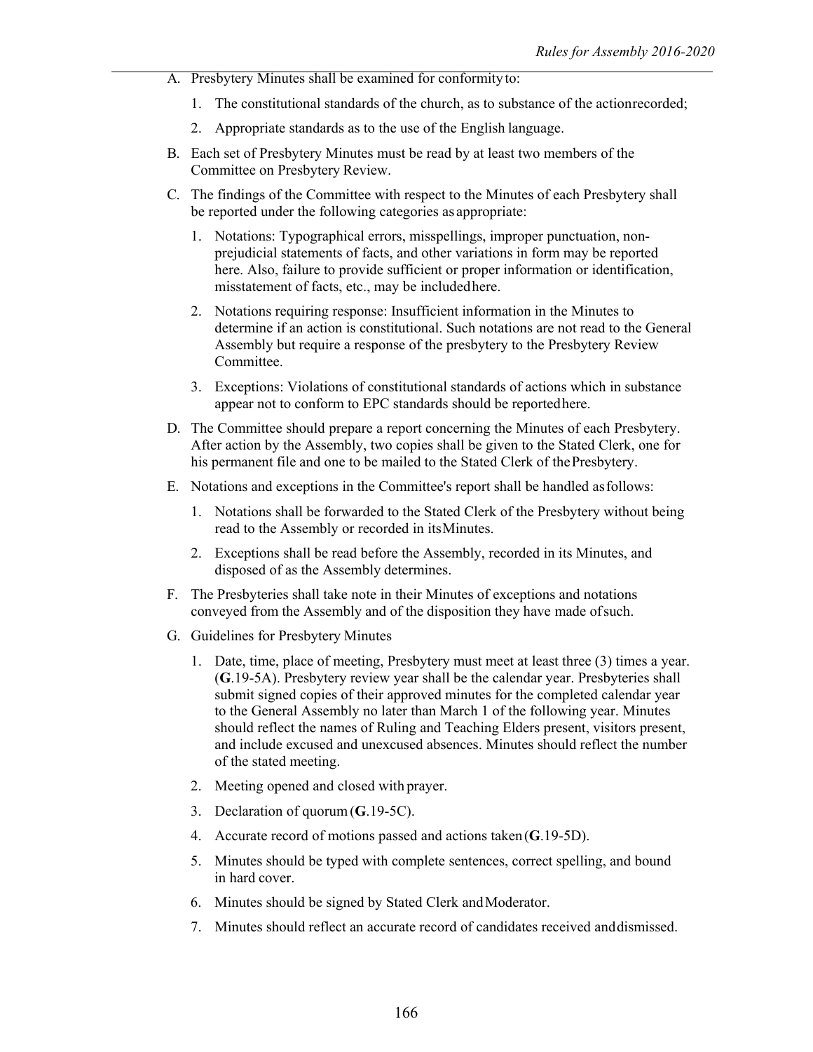A. Presbytery Minutes shall be examined for conformity to:

   1. The constitutional standards of the church, as to substance of the action recorded;

   2. Appropriate standards as to the use of the English language.

B. Each set of Presbytery Minutes must be read by at least two members of the Committee on Presbytery Review.

C. The findings of the Committee with respect to the Minutes of each Presbytery shall be reported under the following categories as appropriate:

   1. Notations: Typographical errors, misspellings, improper punctuation, non-prejudicial statements of facts, and other variations in form may be reported here. Also, failure to provide sufficient or proper information or identification, misstatement of facts, etc., may be included here.

   2. Notations requiring response: Insufficient information in the Minutes to determine if an action is constitutional. Such notations are not read to the General Assembly but require a response of the presbytery to the Presbytery Review Committee.

   3. Exceptions: Violations of constitutional standards of actions which in substance appear not to conform to EPC standards should be reported here.

D. The Committee should prepare a report concerning the Minutes of each Presbytery. After action by the Assembly, two copies shall be given to the Stated Clerk, one for his permanent file and one to be mailed to the Stated Clerk of the Presbytery.

E. Notations and exceptions in the Committee's report shall be handled as follows:

   1. Notations shall be forwarded to the Stated Clerk of the Presbytery without being read to the Assembly or recorded in its Minutes.

   2. Exceptions shall be read before the Assembly, recorded in its Minutes, and disposed of as the Assembly determines.

F. The Presbyteries shall take note in their Minutes of exceptions and notations conveyed from the Assembly and of the disposition they have made of such.

G. Guidelines for Presbytery Minutes

   1. Date, time, place of meeting, Presbytery must meet at least three (3) times a year. (**G**.19-5A). Presbytery review year shall be the calendar year. Presbyteries shall submit signed copies of their approved minutes for the completed calendar year to the General Assembly no later than March 1 of the following year. Minutes should reflect the names of Ruling and Teaching Elders present, visitors present, and include excused and unexcused absences. Minutes should reflect the number of the stated meeting.

   2. Meeting opened and closed with prayer.

   3. Declaration of quorum (**G**.19-5C).

   4. Accurate record of motions passed and actions taken (**G**.19-5D).

   5. Minutes should be typed with complete sentences, correct spelling, and bound in hard cover.

   6. Minutes should be signed by Stated Clerk and Moderator.

   7. Minutes should reflect an accurate record of candidates received and dismissed.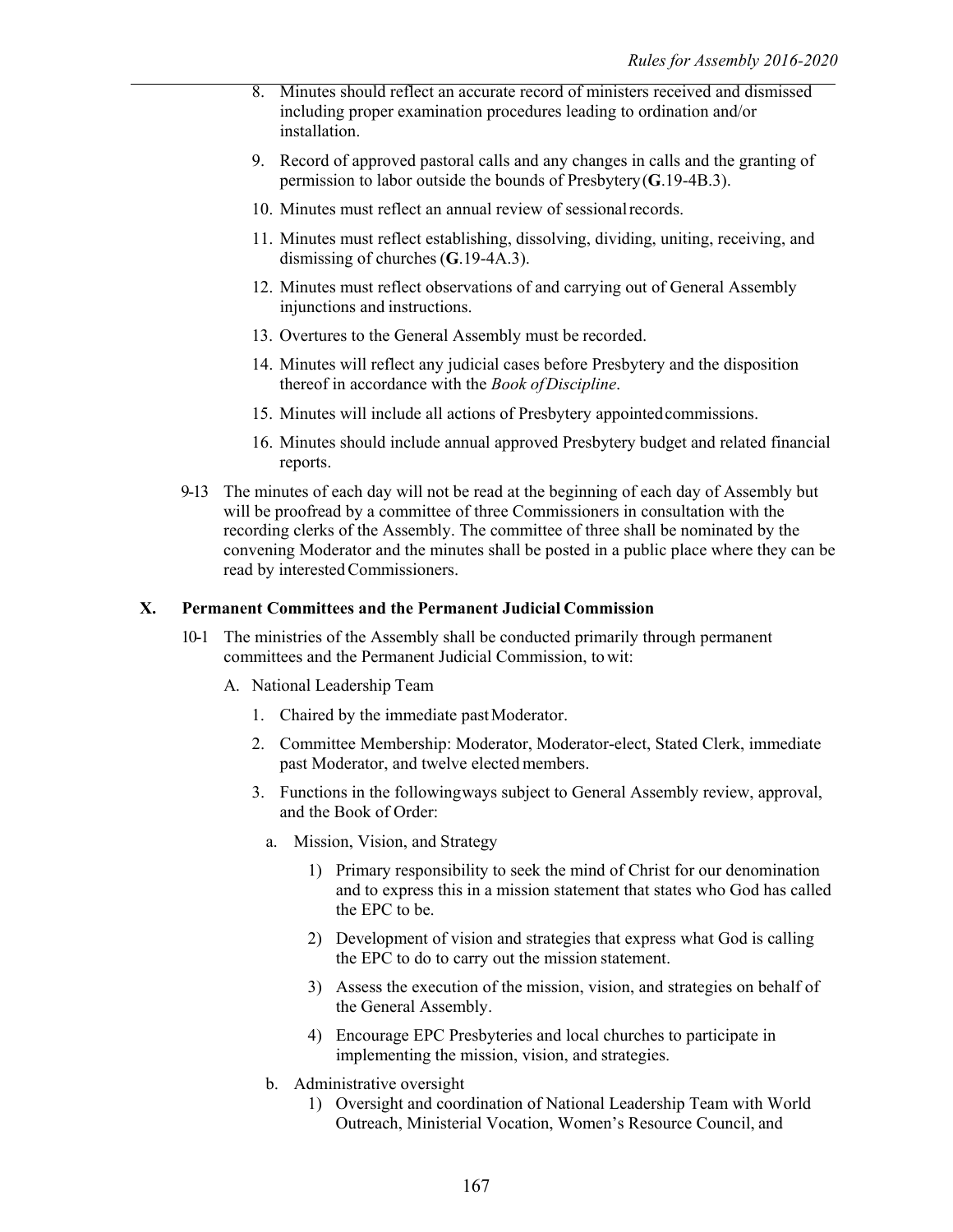8. Minutes should reflect an accurate record of ministers received and dismissed including proper examination procedures leading to ordination and/or installation.

9. Record of approved pastoral calls and any changes in calls and the granting of permission to labor outside the bounds of Presbytery (**G**.19-4B.3).

10. Minutes must reflect an annual review of sessional records.

11. Minutes must reflect establishing, dissolving, dividing, uniting, receiving, and dismissing of churches (**G**.19-4A.3).

12. Minutes must reflect observations of and carrying out of General Assembly injunctions and instructions.

13. Overtures to the General Assembly must be recorded.

14. Minutes will reflect any judicial cases before Presbytery and the disposition thereof in accordance with the *Book of Discipline*.

15. Minutes will include all actions of Presbytery appointed commissions.

16. Minutes should include annual approved Presbytery budget and related financial reports.

9-13 The minutes of each day will not be read at the beginning of each day of Assembly but will be proofread by a committee of three Commissioners in consultation with the recording clerks of the Assembly. The committee of three shall be nominated by the convening Moderator and the minutes shall be posted in a public place where they can be read by interested Commissioners.

## X. Permanent Committees and the Permanent Judicial Commission

10-1 The ministries of the Assembly shall be conducted primarily through permanent committees and the Permanent Judicial Commission, to wit:

A. National Leadership Team

1. Chaired by the immediate past Moderator.
2. Committee Membership: Moderator, Moderator-elect, Stated Clerk, immediate past Moderator, and twelve elected members.
3. Functions in the following ways subject to General Assembly review, approval, and the Book of Order:

   a. Mission, Vision, and Strategy

      1) Primary responsibility to seek the mind of Christ for our denomination and to express this in a mission statement that states who God has called the EPC to be.

      2) Development of vision and strategies that express what God is calling the EPC to do to carry out the mission statement.

      3) Assess the execution of the mission, vision, and strategies on behalf of the General Assembly.

      4) Encourage EPC Presbyteries and local churches to participate in implementing the mission, vision, and strategies.

   b. Administrative oversight

      1) Oversight and coordination of National Leadership Team with World Outreach, Ministerial Vocation, Women's Resource Council, and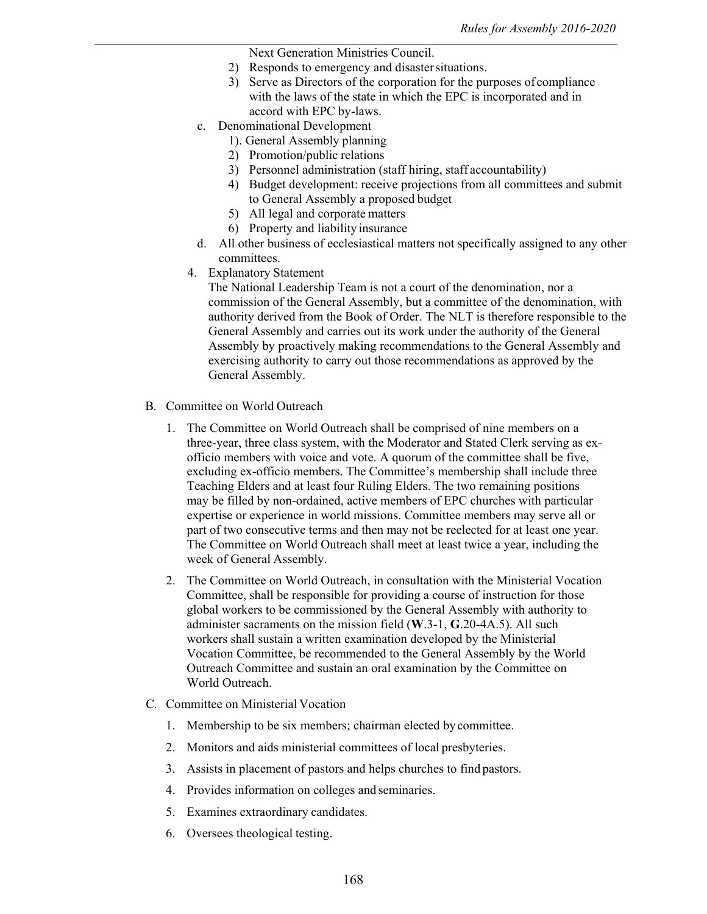Next Generation Ministries Council.

2) Responds to emergency and disaster situations.
3) Serve as Directors of the corporation for the purposes of compliance with the laws of the state in which the EPC is incorporated and in accord with EPC by-laws.

c. Denominational Development
   1). General Assembly planning
   2) Promotion/public relations
   3) Personnel administration (staff hiring, staff accountability)
   4) Budget development: receive projections from all committees and submit to General Assembly a proposed budget
   5) All legal and corporate matters
   6) Property and liability insurance

d. All other business of ecclesiastical matters not specifically assigned to any other committees.

4. Explanatory Statement
   The National Leadership Team is not a court of the denomination, nor a commission of the General Assembly, but a committee of the denomination, with authority derived from the Book of Order. The NLT is therefore responsible to the General Assembly and carries out its work under the authority of the General Assembly by proactively making recommendations to the General Assembly and exercising authority to carry out those recommendations as approved by the General Assembly.

B. Committee on World Outreach

1. The Committee on World Outreach shall be comprised of nine members on a three-year, three class system, with the Moderator and Stated Clerk serving as ex-officio members with voice and vote. A quorum of the committee shall be five, excluding ex-officio members. The Committee's membership shall include three Teaching Elders and at least four Ruling Elders. The two remaining positions may be filled by non-ordained, active members of EPC churches with particular expertise or experience in world missions. Committee members may serve all or part of two consecutive terms and then may not be reelected for at least one year. The Committee on World Outreach shall meet at least twice a year, including the week of General Assembly.

2. The Committee on World Outreach, in consultation with the Ministerial Vocation Committee, shall be responsible for providing a course of instruction for those global workers to be commissioned by the General Assembly with authority to administer sacraments on the mission field (**W**.3-1, **G**.20-4A.5). All such workers shall sustain a written examination developed by the Ministerial Vocation Committee, be recommended to the General Assembly by the World Outreach Committee and sustain an oral examination by the Committee on World Outreach.

C. Committee on Ministerial Vocation

1. Membership to be six members; chairman elected by committee.
2. Monitors and aids ministerial committees of local presbyteries.
3. Assists in placement of pastors and helps churches to find pastors.
4. Provides information on colleges and seminaries.
5. Examines extraordinary candidates.
6. Oversees theological testing.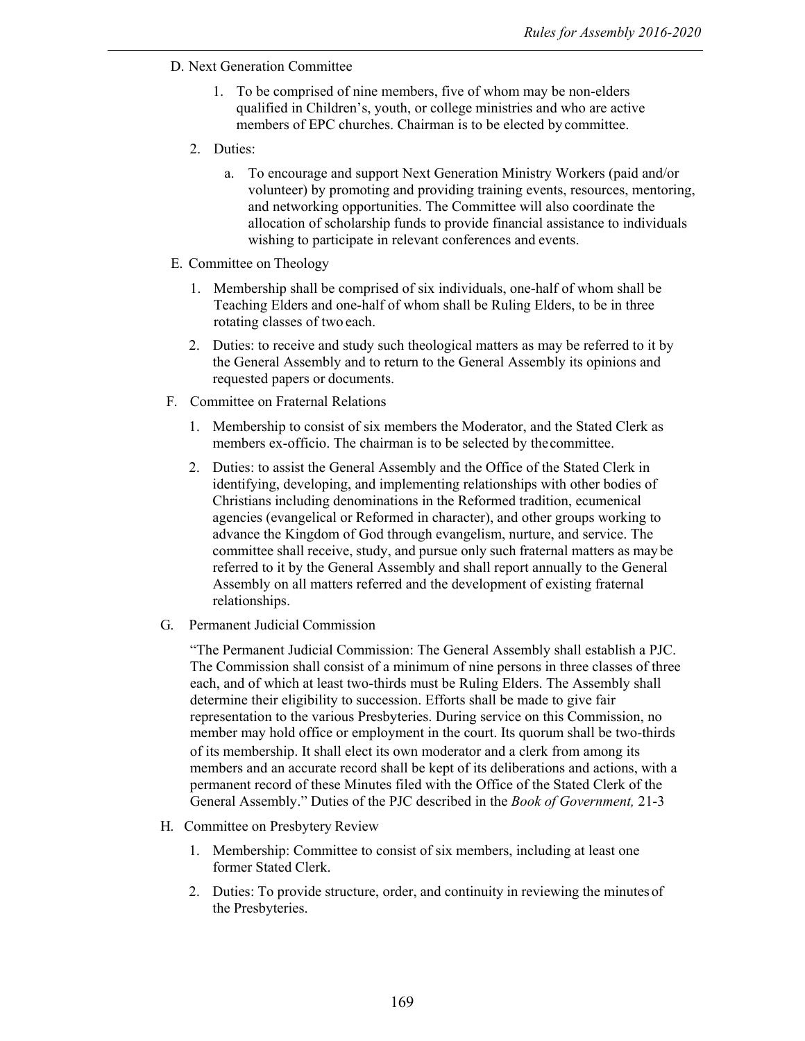D. Next Generation Committee

1. To be comprised of nine members, five of whom may be non-elders qualified in Children's, youth, or college ministries and who are active members of EPC churches. Chairman is to be elected by committee.

2. Duties:

   a. To encourage and support Next Generation Ministry Workers (paid and/or volunteer) by promoting and providing training events, resources, mentoring, and networking opportunities. The Committee will also coordinate the allocation of scholarship funds to provide financial assistance to individuals wishing to participate in relevant conferences and events.

E. Committee on Theology

1. Membership shall be comprised of six individuals, one-half of whom shall be Teaching Elders and one-half of whom shall be Ruling Elders, to be in three rotating classes of two each.

2. Duties: to receive and study such theological matters as may be referred to it by the General Assembly and to return to the General Assembly its opinions and requested papers or documents.

F. Committee on Fraternal Relations

1. Membership to consist of six members the Moderator, and the Stated Clerk as members ex-officio. The chairman is to be selected by the committee.

2. Duties: to assist the General Assembly and the Office of the Stated Clerk in identifying, developing, and implementing relationships with other bodies of Christians including denominations in the Reformed tradition, ecumenical agencies (evangelical or Reformed in character), and other groups working to advance the Kingdom of God through evangelism, nurture, and service. The committee shall receive, study, and pursue only such fraternal matters as may be referred to it by the General Assembly and shall report annually to the General Assembly on all matters referred and the development of existing fraternal relationships.

G. Permanent Judicial Commission

"The Permanent Judicial Commission: The General Assembly shall establish a PJC. The Commission shall consist of a minimum of nine persons in three classes of three each, and of which at least two-thirds must be Ruling Elders. The Assembly shall determine their eligibility to succession. Efforts shall be made to give fair representation to the various Presbyteries. During service on this Commission, no member may hold office or employment in the court. Its quorum shall be two-thirds of its membership. It shall elect its own moderator and a clerk from among its members and an accurate record shall be kept of its deliberations and actions, with a permanent record of these Minutes filed with the Office of the Stated Clerk of the General Assembly." Duties of the PJC described in the *Book of Government,* 21-3

H. Committee on Presbytery Review

1. Membership: Committee to consist of six members, including at least one former Stated Clerk.

2. Duties: To provide structure, order, and continuity in reviewing the minutes of the Presbyteries.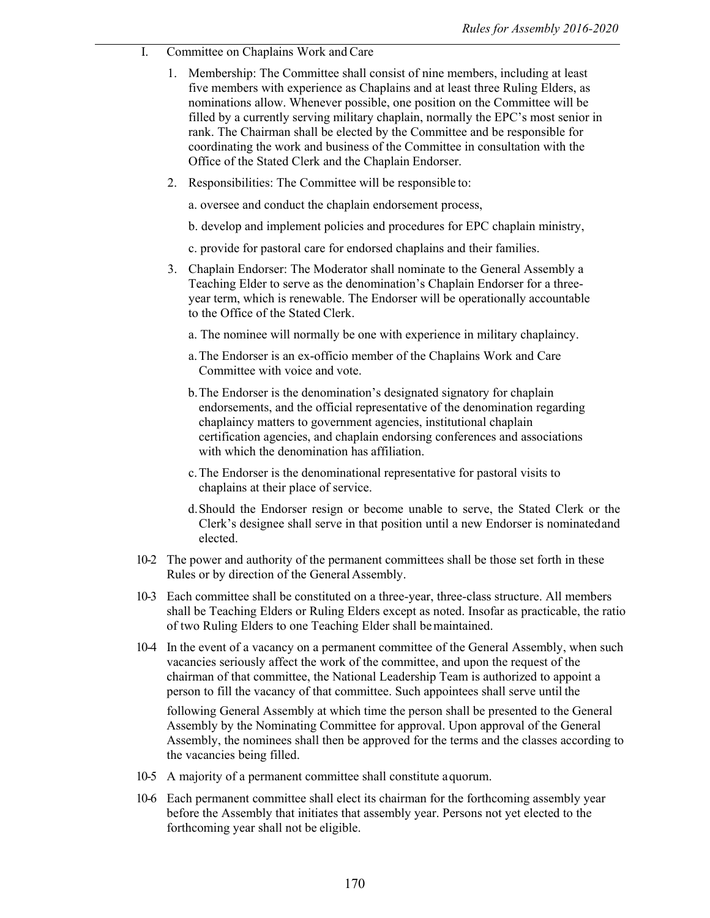I. Committee on Chaplains Work and Care

1. Membership: The Committee shall consist of nine members, including at least five members with experience as Chaplains and at least three Ruling Elders, as nominations allow. Whenever possible, one position on the Committee will be filled by a currently serving military chaplain, normally the EPC's most senior in rank. The Chairman shall be elected by the Committee and be responsible for coordinating the work and business of the Committee in consultation with the Office of the Stated Clerk and the Chaplain Endorser.

2. Responsibilities: The Committee will be responsible to:

   a. oversee and conduct the chaplain endorsement process,

   b. develop and implement policies and procedures for EPC chaplain ministry,

   c. provide for pastoral care for endorsed chaplains and their families.

3. Chaplain Endorser: The Moderator shall nominate to the General Assembly a Teaching Elder to serve as the denomination's Chaplain Endorser for a three-year term, which is renewable. The Endorser will be operationally accountable to the Office of the Stated Clerk.

   a. The nominee will normally be one with experience in military chaplaincy.

   a. The Endorser is an ex-officio member of the Chaplains Work and Care Committee with voice and vote.

   b. The Endorser is the denomination's designated signatory for chaplain endorsements, and the official representative of the denomination regarding chaplaincy matters to government agencies, institutional chaplain certification agencies, and chaplain endorsing conferences and associations with which the denomination has affiliation.

   c. The Endorser is the denominational representative for pastoral visits to chaplains at their place of service.

   d. Should the Endorser resign or become unable to serve, the Stated Clerk or the Clerk's designee shall serve in that position until a new Endorser is nominated and elected.

10-2 The power and authority of the permanent committees shall be those set forth in these Rules or by direction of the General Assembly.

10-3 Each committee shall be constituted on a three-year, three-class structure. All members shall be Teaching Elders or Ruling Elders except as noted. Insofar as practicable, the ratio of two Ruling Elders to one Teaching Elder shall be maintained.

10-4 In the event of a vacancy on a permanent committee of the General Assembly, when such vacancies seriously affect the work of the committee, and upon the request of the chairman of that committee, the National Leadership Team is authorized to appoint a person to fill the vacancy of that committee. Such appointees shall serve until the following General Assembly at which time the person shall be presented to the General Assembly by the Nominating Committee for approval. Upon approval of the General Assembly, the nominees shall then be approved for the terms and the classes according to the vacancies being filled.

10-5 A majority of a permanent committee shall constitute a quorum.

10-6 Each permanent committee shall elect its chairman for the forthcoming assembly year before the Assembly that initiates that assembly year. Persons not yet elected to the forthcoming year shall not be eligible.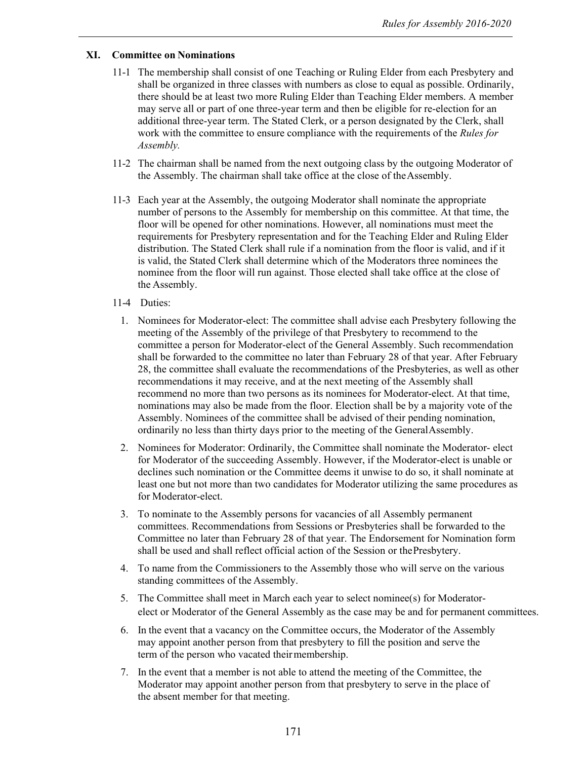## XI. Committee on Nominations

11-1 The membership shall consist of one Teaching or Ruling Elder from each Presbytery and shall be organized in three classes with numbers as close to equal as possible. Ordinarily, there should be at least two more Ruling Elder than Teaching Elder members. A member may serve all or part of one three-year term and then be eligible for re-election for an additional three-year term. The Stated Clerk, or a person designated by the Clerk, shall work with the committee to ensure compliance with the requirements of the *Rules for Assembly.*

11-2 The chairman shall be named from the next outgoing class by the outgoing Moderator of the Assembly. The chairman shall take office at the close of the Assembly.

11-3 Each year at the Assembly, the outgoing Moderator shall nominate the appropriate number of persons to the Assembly for membership on this committee. At that time, the floor will be opened for other nominations. However, all nominations must meet the requirements for Presbytery representation and for the Teaching Elder and Ruling Elder distribution. The Stated Clerk shall rule if a nomination from the floor is valid, and if it is valid, the Stated Clerk shall determine which of the Moderators three nominees the nominee from the floor will run against. Those elected shall take office at the close of the Assembly.

11-4 Duties:

1. Nominees for Moderator-elect: The committee shall advise each Presbytery following the meeting of the Assembly of the privilege of that Presbytery to recommend to the committee a person for Moderator-elect of the General Assembly. Such recommendation shall be forwarded to the committee no later than February 28 of that year. After February 28, the committee shall evaluate the recommendations of the Presbyteries, as well as other recommendations it may receive, and at the next meeting of the Assembly shall recommend no more than two persons as its nominees for Moderator-elect. At that time, nominations may also be made from the floor. Election shall be by a majority vote of the Assembly. Nominees of the committee shall be advised of their pending nomination, ordinarily no less than thirty days prior to the meeting of the General Assembly.
2. Nominees for Moderator: Ordinarily, the Committee shall nominate the Moderator- elect for Moderator of the succeeding Assembly. However, if the Moderator-elect is unable or declines such nomination or the Committee deems it unwise to do so, it shall nominate at least one but not more than two candidates for Moderator utilizing the same procedures as for Moderator-elect.
3. To nominate to the Assembly persons for vacancies of all Assembly permanent committees. Recommendations from Sessions or Presbyteries shall be forwarded to the Committee no later than February 28 of that year. The Endorsement for Nomination form shall be used and shall reflect official action of the Session or the Presbytery.
4. To name from the Commissioners to the Assembly those who will serve on the various standing committees of the Assembly.
5. The Committee shall meet in March each year to select nominee(s) for Moderator-elect or Moderator of the General Assembly as the case may be and for permanent committees.
6. In the event that a vacancy on the Committee occurs, the Moderator of the Assembly may appoint another person from that presbytery to fill the position and serve the term of the person who vacated their membership.
7. In the event that a member is not able to attend the meeting of the Committee, the Moderator may appoint another person from that presbytery to serve in the place of the absent member for that meeting.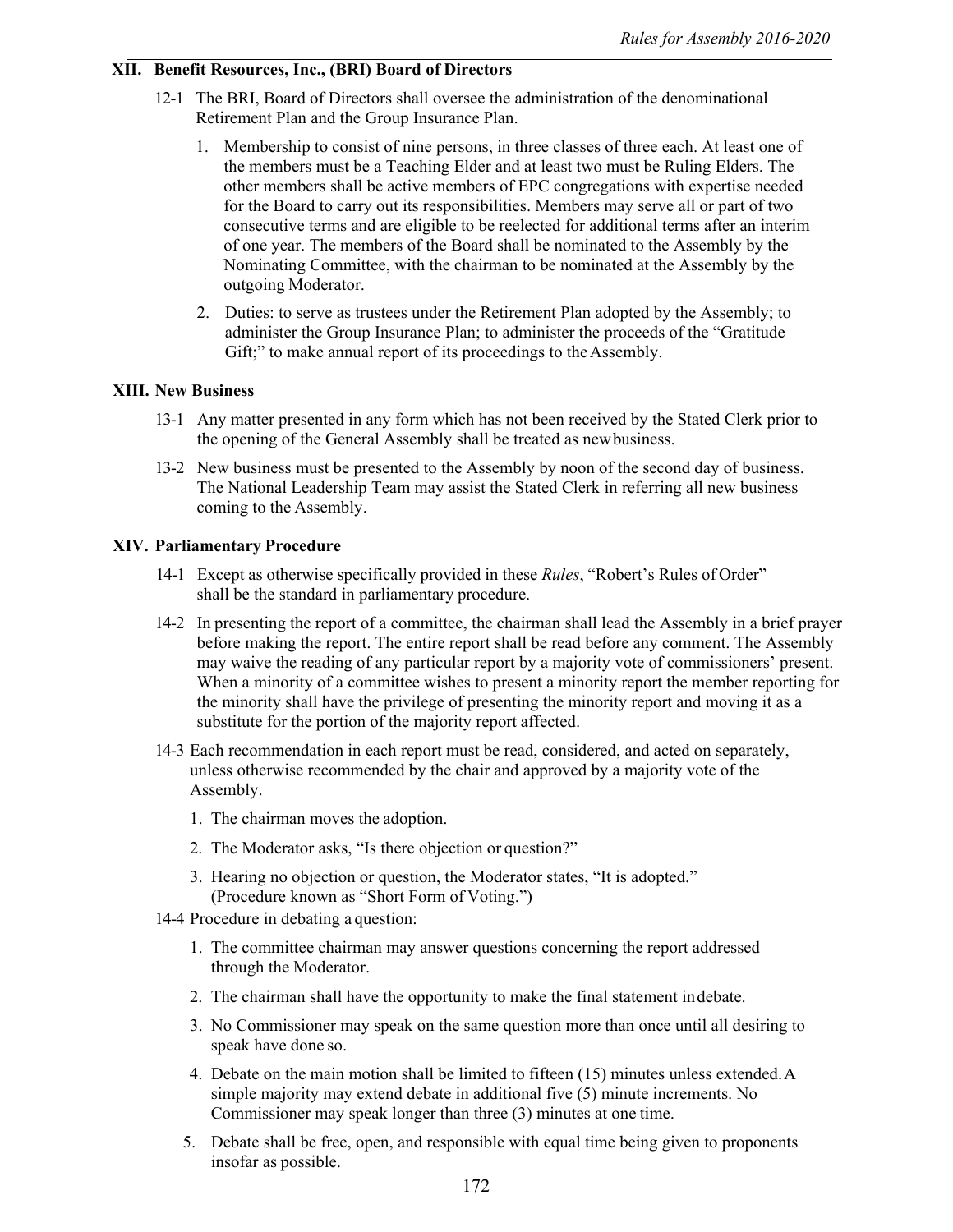## XII. Benefit Resources, Inc., (BRI) Board of Directors

12-1 The BRI, Board of Directors shall oversee the administration of the denominational Retirement Plan and the Group Insurance Plan.

1. Membership to consist of nine persons, in three classes of three each. At least one of the members must be a Teaching Elder and at least two must be Ruling Elders. The other members shall be active members of EPC congregations with expertise needed for the Board to carry out its responsibilities. Members may serve all or part of two consecutive terms and are eligible to be reelected for additional terms after an interim of one year. The members of the Board shall be nominated to the Assembly by the Nominating Committee, with the chairman to be nominated at the Assembly by the outgoing Moderator.
2. Duties: to serve as trustees under the Retirement Plan adopted by the Assembly; to administer the Group Insurance Plan; to administer the proceeds of the "Gratitude Gift;" to make annual report of its proceedings to the Assembly.

## XIII. New Business

13-1 Any matter presented in any form which has not been received by the Stated Clerk prior to the opening of the General Assembly shall be treated as new business.

13-2 New business must be presented to the Assembly by noon of the second day of business. The National Leadership Team may assist the Stated Clerk in referring all new business coming to the Assembly.

## XIV. Parliamentary Procedure

14-1 Except as otherwise specifically provided in these *Rules*, "Robert's Rules of Order" shall be the standard in parliamentary procedure.

14-2 In presenting the report of a committee, the chairman shall lead the Assembly in a brief prayer before making the report. The entire report shall be read before any comment. The Assembly may waive the reading of any particular report by a majority vote of commissioners' present. When a minority of a committee wishes to present a minority report the member reporting for the minority shall have the privilege of presenting the minority report and moving it as a substitute for the portion of the majority report affected.

14-3 Each recommendation in each report must be read, considered, and acted on separately, unless otherwise recommended by the chair and approved by a majority vote of the Assembly.

1. The chairman moves the adoption.
2. The Moderator asks, "Is there objection or question?"
3. Hearing no objection or question, the Moderator states, "It is adopted." (Procedure known as "Short Form of Voting.")

14-4 Procedure in debating a question:

1. The committee chairman may answer questions concerning the report addressed through the Moderator.
2. The chairman shall have the opportunity to make the final statement in debate.
3. No Commissioner may speak on the same question more than once until all desiring to speak have done so.
4. Debate on the main motion shall be limited to fifteen (15) minutes unless extended. A simple majority may extend debate in additional five (5) minute increments. No Commissioner may speak longer than three (3) minutes at one time.
5. Debate shall be free, open, and responsible with equal time being given to proponents insofar as possible.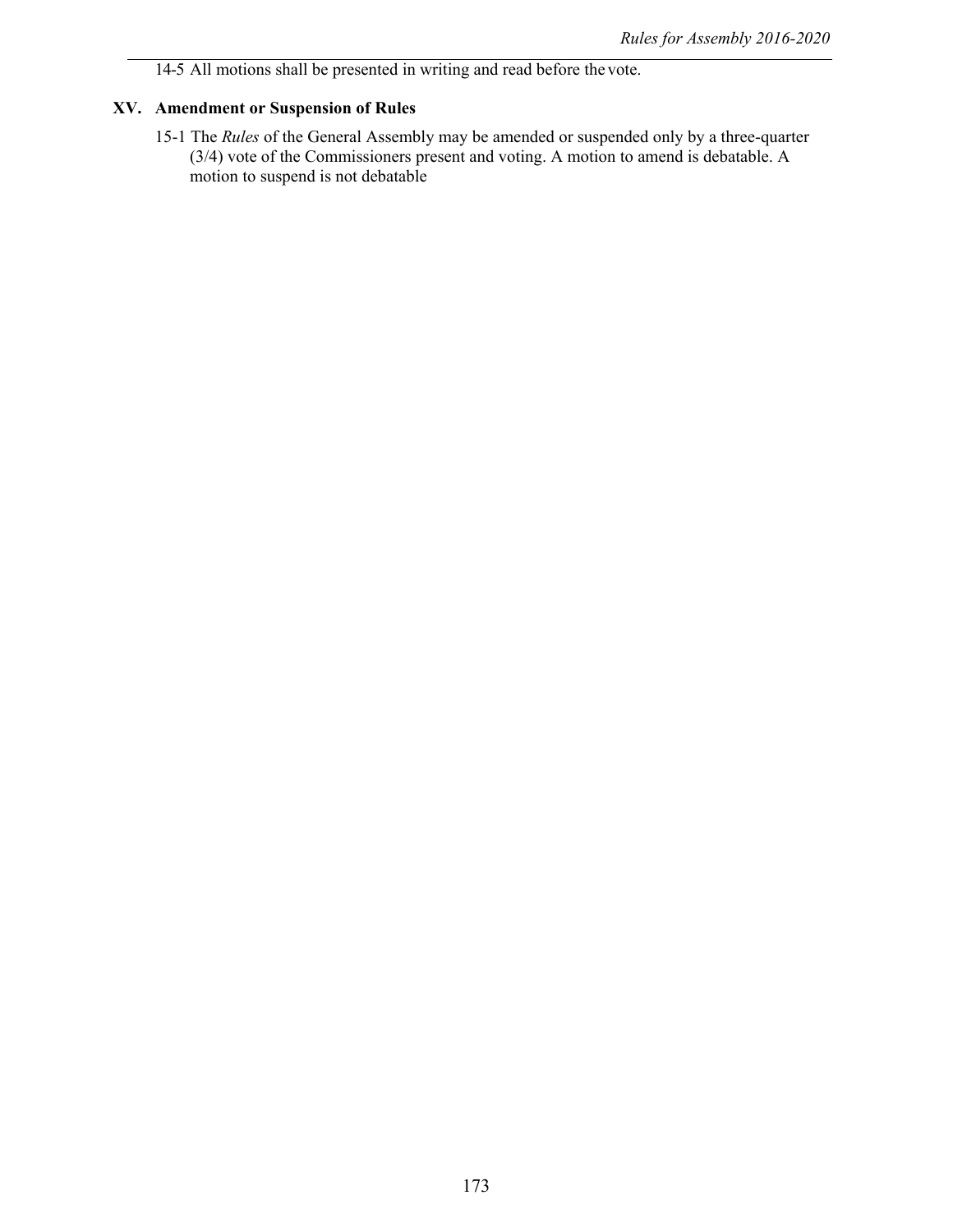14-5 All motions shall be presented in writing and read before the vote.

## XV. Amendment or Suspension of Rules

15-1 The *Rules* of the General Assembly may be amended or suspended only by a three-quarter (3/4) vote of the Commissioners present and voting. A motion to amend is debatable. A motion to suspend is not debatable